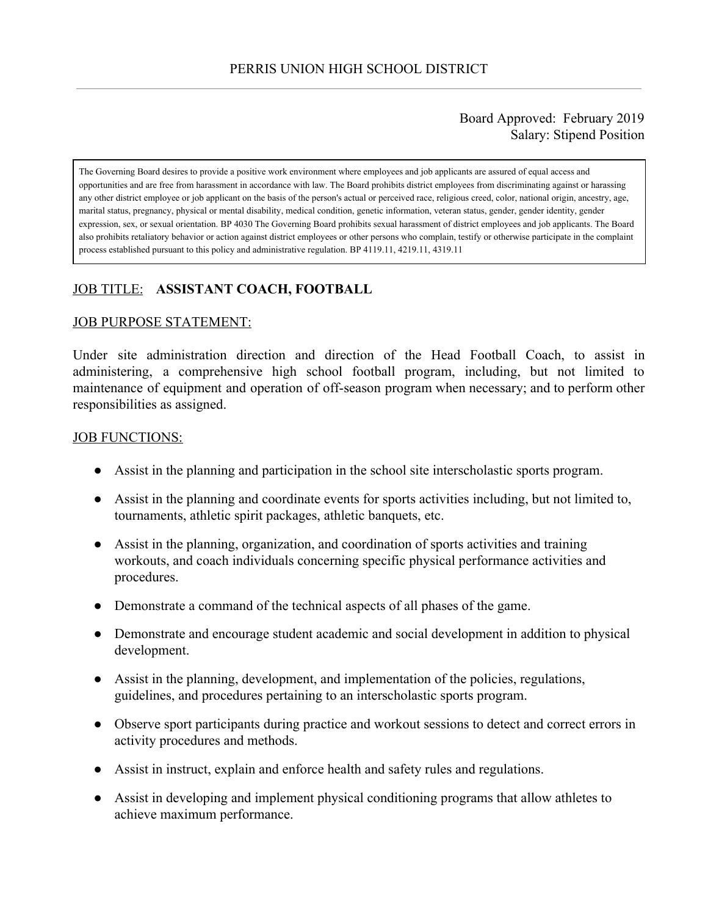# PERRIS UNION HIGH SCHOOL DISTRICT

Board Approved: February 2019
Salary: Stipend Position

The Governing Board desires to provide a positive work environment where employees and job applicants are assured of equal access and opportunities and are free from harassment in accordance with law. The Board prohibits district employees from discriminating against or harassing any other district employee or job applicant on the basis of the person's actual or perceived race, religious creed, color, national origin, ancestry, age, marital status, pregnancy, physical or mental disability, medical condition, genetic information, veteran status, gender, gender identity, gender expression, sex, or sexual orientation. BP 4030 The Governing Board prohibits sexual harassment of district employees and job applicants. The Board also prohibits retaliatory behavior or action against district employees or other persons who complain, testify or otherwise participate in the complaint process established pursuant to this policy and administrative regulation. BP 4119.11, 4219.11, 4319.11

## JOB TITLE: **ASSISTANT COACH, FOOTBALL**

## JOB PURPOSE STATEMENT:

Under site administration direction and direction of the Head Football Coach, to assist in administering, a comprehensive high school football program, including, but not limited to maintenance of equipment and operation of off-season program when necessary; and to perform other responsibilities as assigned.

## JOB FUNCTIONS:

- Assist in the planning and participation in the school site interscholastic sports program.
- Assist in the planning and coordinate events for sports activities including, but not limited to, tournaments, athletic spirit packages, athletic banquets, etc.
- Assist in the planning, organization, and coordination of sports activities and training workouts, and coach individuals concerning specific physical performance activities and procedures.
- Demonstrate a command of the technical aspects of all phases of the game.
- Demonstrate and encourage student academic and social development in addition to physical development.
- Assist in the planning, development, and implementation of the policies, regulations, guidelines, and procedures pertaining to an interscholastic sports program.
- Observe sport participants during practice and workout sessions to detect and correct errors in activity procedures and methods.
- Assist in instruct, explain and enforce health and safety rules and regulations.
- Assist in developing and implement physical conditioning programs that allow athletes to achieve maximum performance.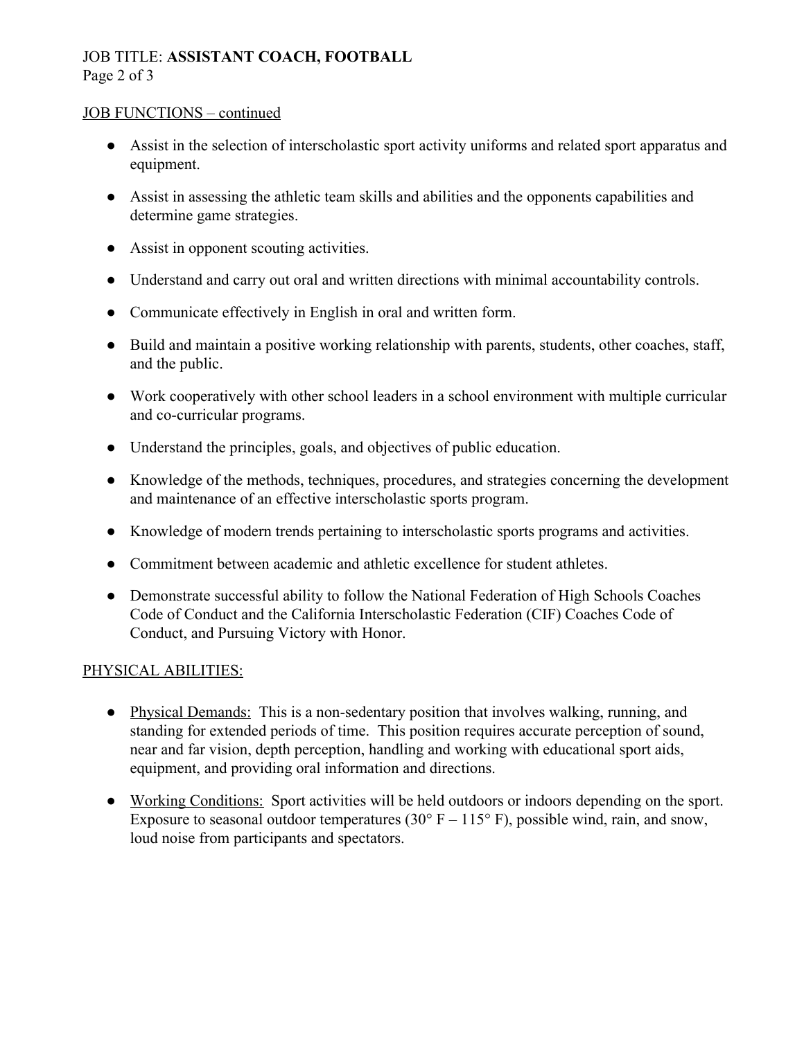JOB FUNCTIONS – continued

- Assist in the selection of interscholastic sport activity uniforms and related sport apparatus and equipment.
- Assist in assessing the athletic team skills and abilities and the opponents capabilities and determine game strategies.
- Assist in opponent scouting activities.
- Understand and carry out oral and written directions with minimal accountability controls.
- Communicate effectively in English in oral and written form.
- Build and maintain a positive working relationship with parents, students, other coaches, staff, and the public.
- Work cooperatively with other school leaders in a school environment with multiple curricular and co-curricular programs.
- Understand the principles, goals, and objectives of public education.
- Knowledge of the methods, techniques, procedures, and strategies concerning the development and maintenance of an effective interscholastic sports program.
- Knowledge of modern trends pertaining to interscholastic sports programs and activities.
- Commitment between academic and athletic excellence for student athletes.
- Demonstrate successful ability to follow the National Federation of High Schools Coaches Code of Conduct and the California Interscholastic Federation (CIF) Coaches Code of Conduct, and Pursuing Victory with Honor.

## PHYSICAL ABILITIES:

- Physical Demands: This is a non-sedentary position that involves walking, running, and standing for extended periods of time. This position requires accurate perception of sound, near and far vision, depth perception, handling and working with educational sport aids, equipment, and providing oral information and directions.
- Working Conditions: Sport activities will be held outdoors or indoors depending on the sport. Exposure to seasonal outdoor temperatures (30° F – 115° F), possible wind, rain, and snow, loud noise from participants and spectators.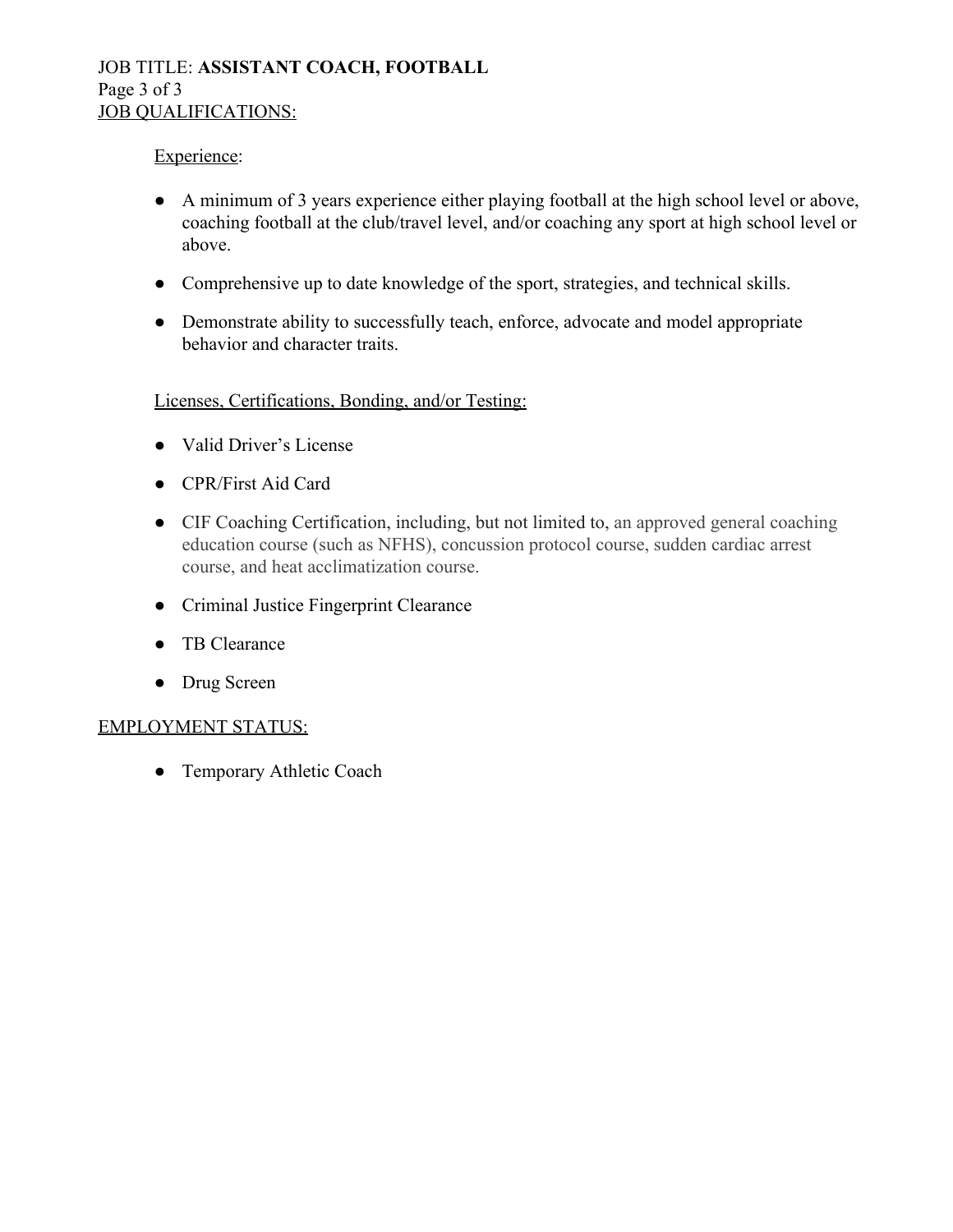JOB TITLE: **ASSISTANT COACH, FOOTBALL**

## JOB QUALIFICATIONS:

### Experience:

- A minimum of 3 years experience either playing football at the high school level or above, coaching football at the club/travel level, and/or coaching any sport at high school level or above.
- Comprehensive up to date knowledge of the sport, strategies, and technical skills.
- Demonstrate ability to successfully teach, enforce, advocate and model appropriate behavior and character traits.

### Licenses, Certifications, Bonding, and/or Testing:

- Valid Driver's License
- CPR/First Aid Card
- CIF Coaching Certification, including, but not limited to, an approved general coaching education course (such as NFHS), concussion protocol course, sudden cardiac arrest course, and heat acclimatization course.
- Criminal Justice Fingerprint Clearance
- TB Clearance
- Drug Screen

## EMPLOYMENT STATUS:

- Temporary Athletic Coach